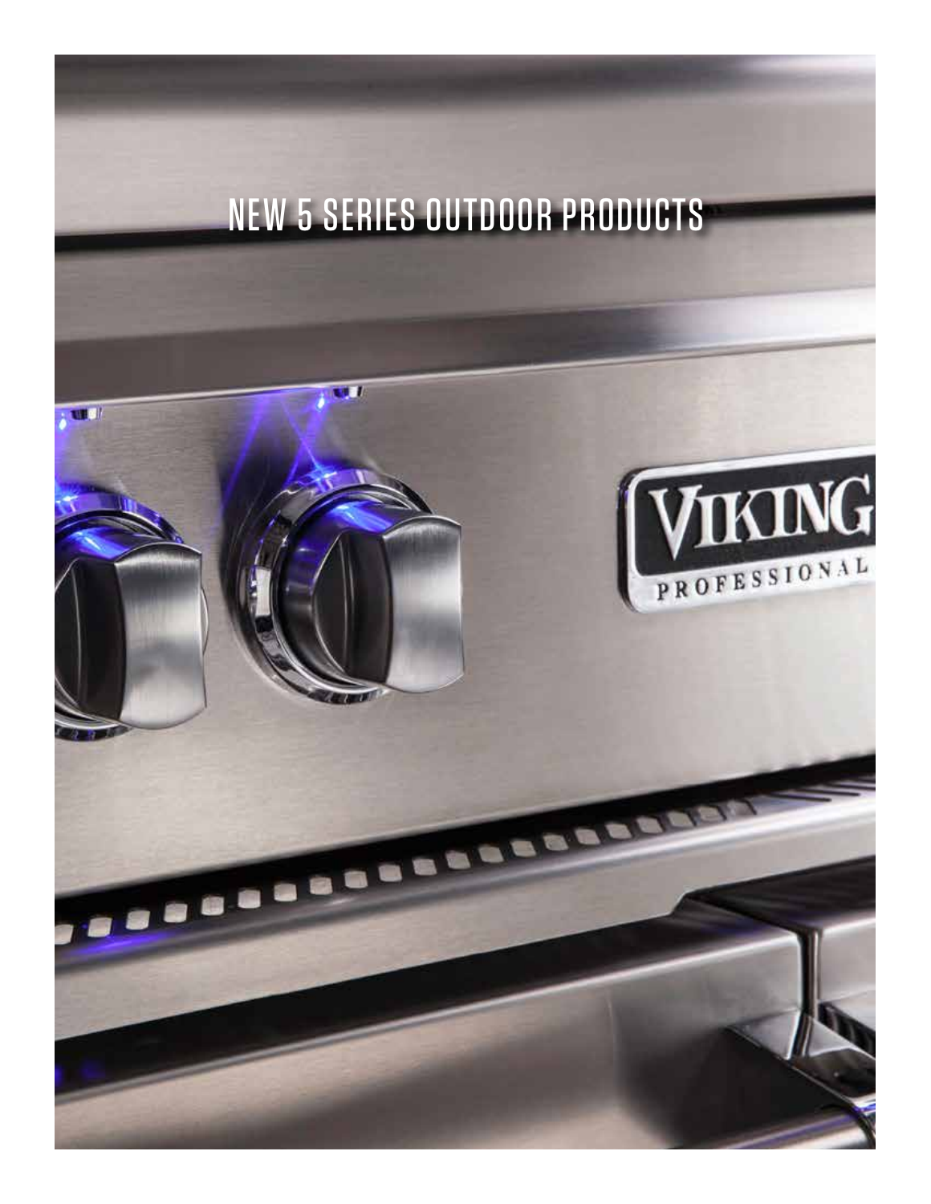# NEW 5 SERIES OUTDOOR PRODUCTS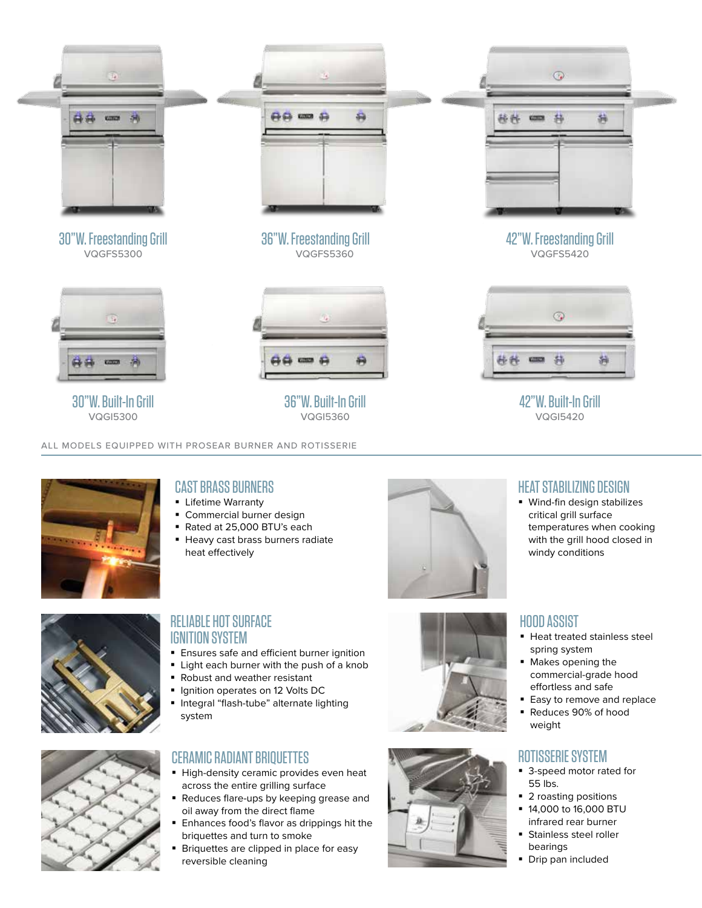30"W. Freestanding Grill
VQGFS5300

36"W. Freestanding Grill
VQGFS5360

42"W. Freestanding Grill
VQGFS5420

30"W. Built-In Grill
VQGI5300

36"W. Built-In Grill
VQGI5360

42"W. Built-In Grill
VQGI5420

ALL MODELS EQUIPPED WITH PROSEAR BURNER AND ROTISSERIE

## CAST BRASS BURNERS

- Lifetime Warranty
- Commercial burner design
- Rated at 25,000 BTU's each
- Heavy cast brass burners radiate heat effectively

## RELIABLE HOT SURFACE IGNITION SYSTEM

- Ensures safe and efficient burner ignition
- Light each burner with the push of a knob
- Robust and weather resistant
- Ignition operates on 12 Volts DC
- Integral "flash-tube" alternate lighting system

## CERAMIC RADIANT BRIQUETTES

- High-density ceramic provides even heat across the entire grilling surface
- Reduces flare-ups by keeping grease and oil away from the direct flame
- Enhances food's flavor as drippings hit the briquettes and turn to smoke
- Briquettes are clipped in place for easy reversible cleaning

## HEAT STABILIZING DESIGN

- Wind-fin design stabilizes critical grill surface temperatures when cooking with the grill hood closed in windy conditions

## HOOD ASSIST

- Heat treated stainless steel spring system
- Makes opening the commercial-grade hood effortless and safe
- Easy to remove and replace
- Reduces 90% of hood weight

## ROTISSERIE SYSTEM

- 3-speed motor rated for 55 lbs.
- 2 roasting positions
- 14,000 to 16,000 BTU infrared rear burner
- Stainless steel roller bearings
- Drip pan included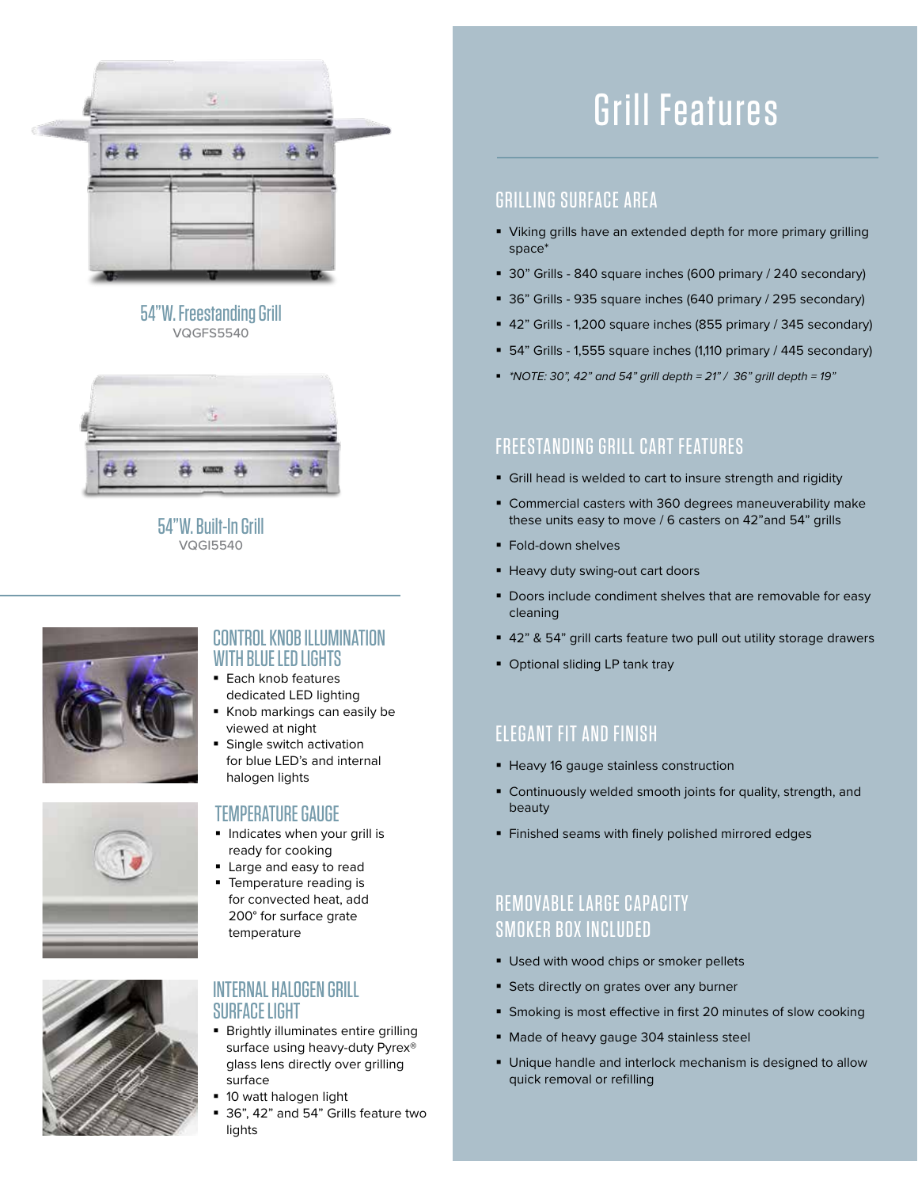54"W. Freestanding Grill
VQGFS5540

54"W. Built-In Grill
VQGI5540

## CONTROL KNOB ILLUMINATION WITH BLUE LED LIGHTS

- Each knob features dedicated LED lighting
- Knob markings can easily be viewed at night
- Single switch activation for blue LED's and internal halogen lights

## TEMPERATURE GAUGE

- Indicates when your grill is ready for cooking
- Large and easy to read
- Temperature reading is for convected heat, add 200° for surface grate temperature

## INTERNAL HALOGEN GRILL SURFACE LIGHT

- Brightly illuminates entire grilling surface using heavy-duty Pyrex® glass lens directly over grilling surface
- 10 watt halogen light
- 36", 42" and 54" Grills feature two lights

# Grill Features

## GRILLING SURFACE AREA

- Viking grills have an extended depth for more primary grilling space*
- 30" Grills - 840 square inches (600 primary / 240 secondary)
- 36" Grills - 935 square inches (640 primary / 295 secondary)
- 42" Grills - 1,200 square inches (855 primary / 345 secondary)
- 54" Grills - 1,555 square inches (1,110 primary / 445 secondary)
- *\*NOTE: 30", 42" and 54" grill depth = 21" / 36" grill depth = 19"*

## FREESTANDING GRILL CART FEATURES

- Grill head is welded to cart to insure strength and rigidity
- Commercial casters with 360 degrees maneuverability make these units easy to move / 6 casters on 42"and 54" grills
- Fold-down shelves
- Heavy duty swing-out cart doors
- Doors include condiment shelves that are removable for easy cleaning
- 42" & 54" grill carts feature two pull out utility storage drawers
- Optional sliding LP tank tray

## ELEGANT FIT AND FINISH

- Heavy 16 gauge stainless construction
- Continuously welded smooth joints for quality, strength, and beauty
- Finished seams with finely polished mirrored edges

## REMOVABLE LARGE CAPACITY SMOKER BOX INCLUDED

- Used with wood chips or smoker pellets
- Sets directly on grates over any burner
- Smoking is most effective in first 20 minutes of slow cooking
- Made of heavy gauge 304 stainless steel
- Unique handle and interlock mechanism is designed to allow quick removal or refilling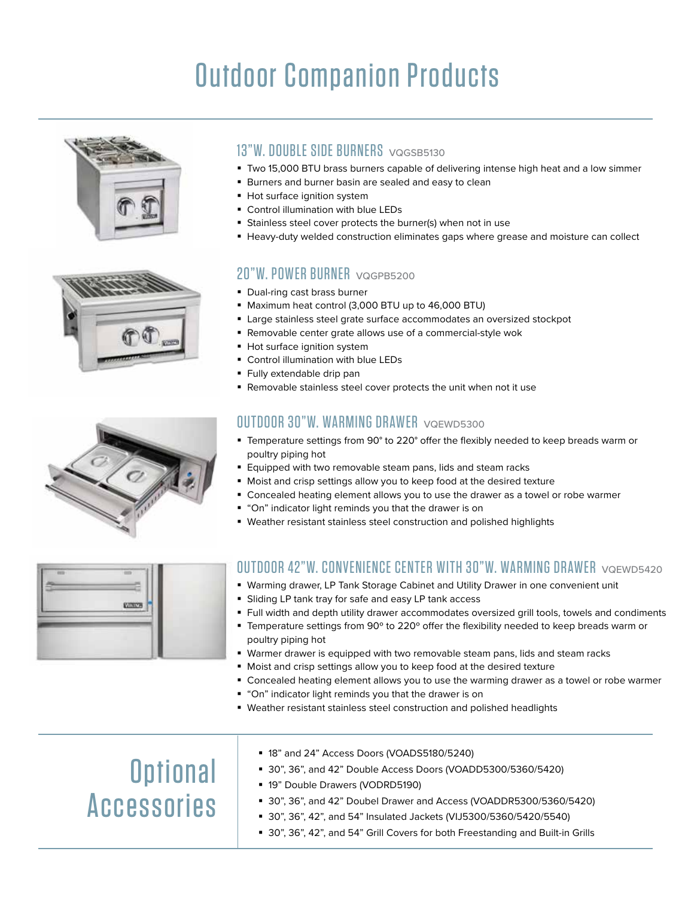# Outdoor Companion Products

## 13"W. DOUBLE SIDE BURNERS VQGSB5130

- Two 15,000 BTU brass burners capable of delivering intense high heat and a low simmer
- Burners and burner basin are sealed and easy to clean
- Hot surface ignition system
- Control illumination with blue LEDs
- Stainless steel cover protects the burner(s) when not in use
- Heavy-duty welded construction eliminates gaps where grease and moisture can collect

## 20"W. POWER BURNER VQGPB5200

- Dual-ring cast brass burner
- Maximum heat control (3,000 BTU up to 46,000 BTU)
- Large stainless steel grate surface accommodates an oversized stockpot
- Removable center grate allows use of a commercial-style wok
- Hot surface ignition system
- Control illumination with blue LEDs
- Fully extendable drip pan
- Removable stainless steel cover protects the unit when not it use

## OUTDOOR 30"W. WARMING DRAWER VQEWD5300

- Temperature settings from 90° to 220° offer the flexibly needed to keep breads warm or poultry piping hot
- Equipped with two removable steam pans, lids and steam racks
- Moist and crisp settings allow you to keep food at the desired texture
- Concealed heating element allows you to use the drawer as a towel or robe warmer
- "On" indicator light reminds you that the drawer is on
- Weather resistant stainless steel construction and polished highlights

## OUTDOOR 42"W. CONVENIENCE CENTER WITH 30"W. WARMING DRAWER VQEWD5420

- Warming drawer, LP Tank Storage Cabinet and Utility Drawer in one convenient unit
- Sliding LP tank tray for safe and easy LP tank access
- Full width and depth utility drawer accommodates oversized grill tools, towels and condiments
- Temperature settings from 90º to 220º offer the flexibility needed to keep breads warm or poultry piping hot
- Warmer drawer is equipped with two removable steam pans, lids and steam racks
- Moist and crisp settings allow you to keep food at the desired texture
- Concealed heating element allows you to use the warming drawer as a towel or robe warmer
- "On" indicator light reminds you that the drawer is on
- Weather resistant stainless steel construction and polished headlights

## Optional Accessories

- 18" and 24" Access Doors (VOADS5180/5240)
- 30", 36", and 42" Double Access Doors (VOADD5300/5360/5420)
- 19" Double Drawers (VODRD5190)
- 30", 36", and 42" Doubel Drawer and Access (VOADDR5300/5360/5420)
- 30", 36", 42", and 54" Insulated Jackets (VIJ5300/5360/5420/5540)
- 30", 36", 42", and 54" Grill Covers for both Freestanding and Built-in Grills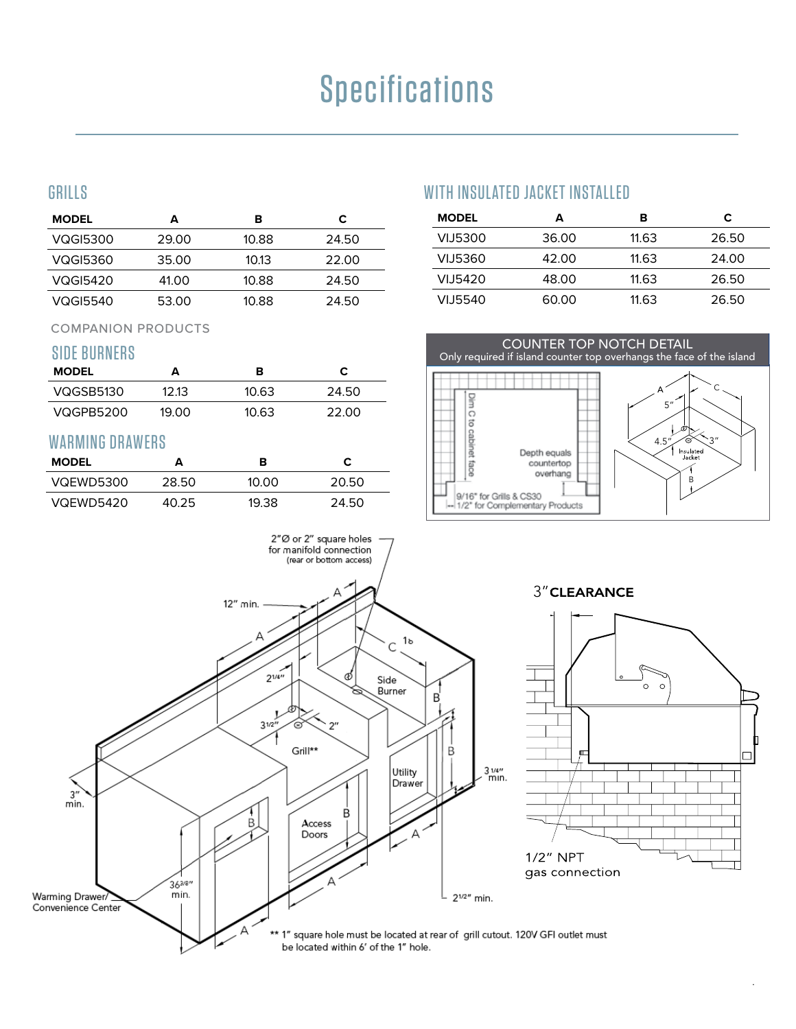# Specifications

## GRILLS

| MODEL | A | B | C |
|---|---|---|---|
| VQGI5300 | 29.00 | 10.88 | 24.50 |
| VQGI5360 | 35.00 | 10.13 | 22.00 |
| VQGI5420 | 41.00 | 10.88 | 24.50 |
| VQGI5540 | 53.00 | 10.88 | 24.50 |

COMPANION PRODUCTS

## SIDE BURNERS

| MODEL | A | B | C |
|---|---|---|---|
| VQGSB5130 | 12.13 | 10.63 | 24.50 |
| VQGPB5200 | 19.00 | 10.63 | 22.00 |

## WARMING DRAWERS

| MODEL | A | B | C |
|---|---|---|---|
| VQEWD5300 | 28.50 | 10.00 | 20.50 |
| VQEWD5420 | 40.25 | 19.38 | 24.50 |

## WITH INSULATED JACKET INSTALLED

| MODEL | A | B | C |
|---|---|---|---|
| VIJ5300 | 36.00 | 11.63 | 26.50 |
| VIJ5360 | 42.00 | 11.63 | 24.00 |
| VIJ5420 | 48.00 | 11.63 | 26.50 |
| VIJ5540 | 60.00 | 11.63 | 26.50 |

## COUNTER TOP NOTCH DETAIL

Only required if island counter top overhangs the face of the island

Dim C to cabinet face

Depth equals countertop overhang

9/16" for Grills & CS30

1/2" for Complementary Products

A, C, 5", 4.5", 3", Insulated Jacket, B

2"Ø or 2" square holes for manifold connection (rear or bottom access)

12" min.

A, C, B

Side Burner

2 1/4"

3 1/2"

2"

Grill**

Utility Drawer

3 1/4" min.

Access Doors

3" min.

36 3/8" min.

Warming Drawer/ Convenience Center

2 1/2" min.

** 1" square hole must be located at rear of grill cutout. 120V GFI outlet must be located within 6' of the 1" hole.

3" **CLEARANCE**

1/2" NPT gas connection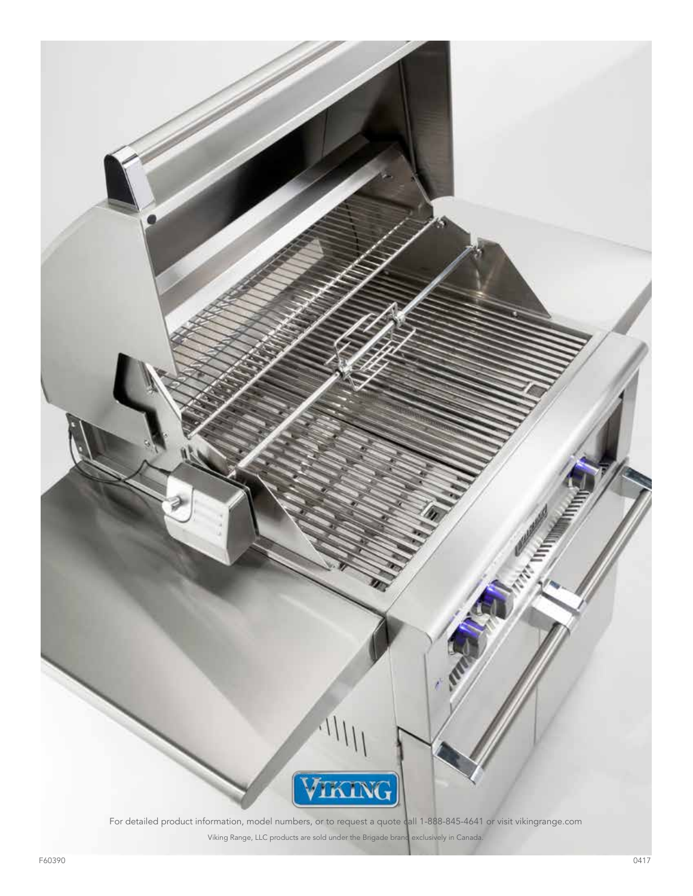VIKING

For detailed product information, model numbers, or to request a quote call 1-888-845-4641 or visit vikingrange.com

Viking Range, LLC products are sold under the Brigade brand exclusively in Canada.

F60390

0417